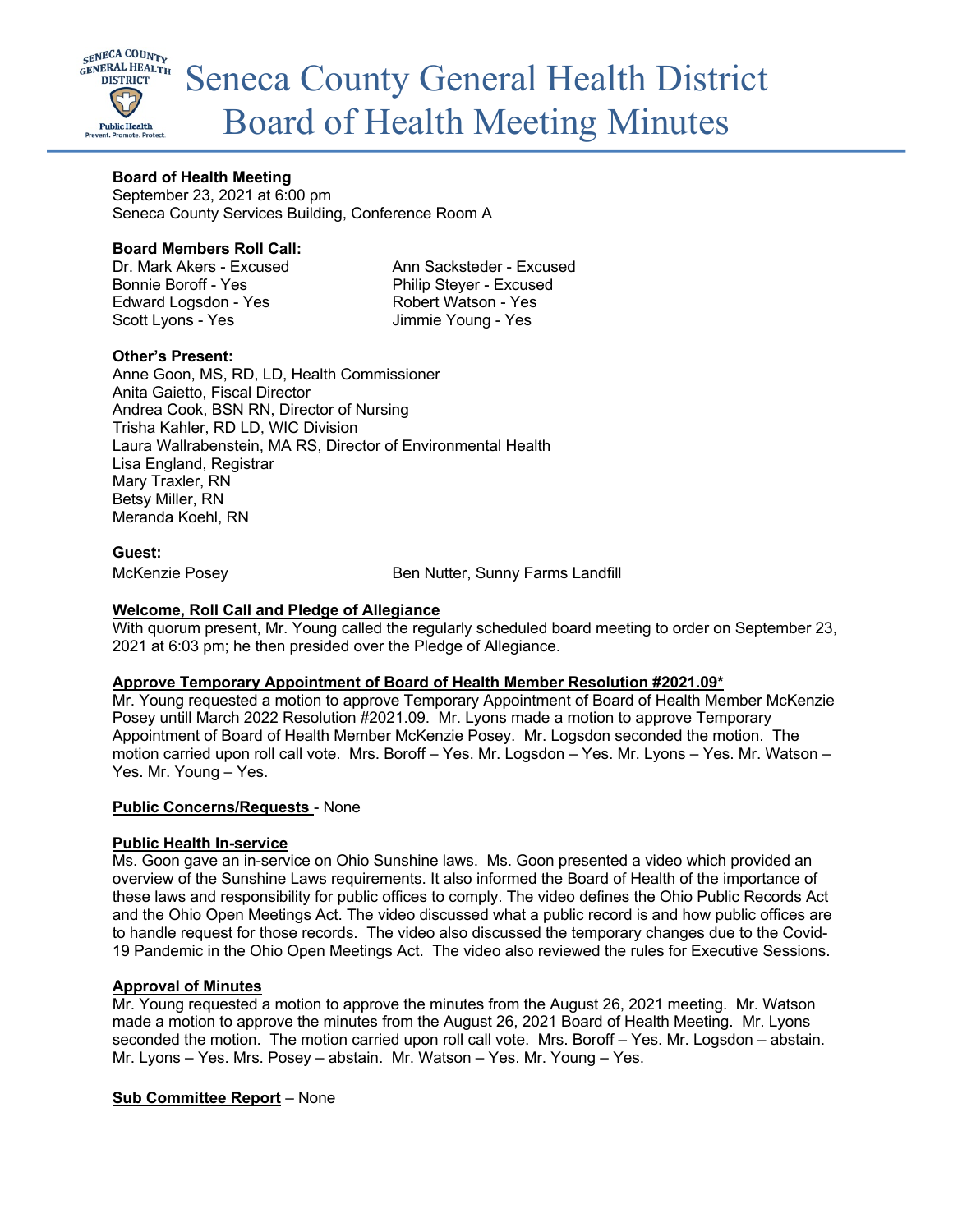# Seneca County General Health District Board of Health Meeting Minutes

**Board of Health Meeting**
September 23, 2021 at 6:00 pm
Seneca County Services Building, Conference Room A

**Board Members Roll Call:**

| | |
|---|---|
| Dr. Mark Akers - Excused | Ann Sacksteder - Excused |
| Bonnie Boroff - Yes | Philip Steyer - Excused |
| Edward Logsdon - Yes | Robert Watson - Yes |
| Scott Lyons - Yes | Jimmie Young - Yes |

**Other's Present:**
Anne Goon, MS, RD, LD, Health Commissioner
Anita Gaietto, Fiscal Director
Andrea Cook, BSN RN, Director of Nursing
Trisha Kahler, RD LD, WIC Division
Laura Wallrabenstein, MA RS, Director of Environmental Health
Lisa England, Registrar
Mary Traxler, RN
Betsy Miller, RN
Meranda Koehl, RN

**Guest:**

| | |
|---|---|
| McKenzie Posey | Ben Nutter, Sunny Farms Landfill |

**Welcome, Roll Call and Pledge of Allegiance**
With quorum present, Mr. Young called the regularly scheduled board meeting to order on September 23, 2021 at 6:03 pm; he then presided over the Pledge of Allegiance.

**Approve Temporary Appointment of Board of Health Member Resolution #2021.09***
Mr. Young requested a motion to approve Temporary Appointment of Board of Health Member McKenzie Posey untill March 2022 Resolution #2021.09. Mr. Lyons made a motion to approve Temporary Appointment of Board of Health Member McKenzie Posey. Mr. Logsdon seconded the motion. The motion carried upon roll call vote. Mrs. Boroff – Yes. Mr. Logsdon – Yes. Mr. Lyons – Yes. Mr. Watson – Yes. Mr. Young – Yes.

**Public Concerns/Requests** - None

**Public Health In-service**
Ms. Goon gave an in-service on Ohio Sunshine laws. Ms. Goon presented a video which provided an overview of the Sunshine Laws requirements. It also informed the Board of Health of the importance of these laws and responsibility for public offices to comply. The video defines the Ohio Public Records Act and the Ohio Open Meetings Act. The video discussed what a public record is and how public offices are to handle request for those records. The video also discussed the temporary changes due to the Covid-19 Pandemic in the Ohio Open Meetings Act. The video also reviewed the rules for Executive Sessions.

**Approval of Minutes**
Mr. Young requested a motion to approve the minutes from the August 26, 2021 meeting. Mr. Watson made a motion to approve the minutes from the August 26, 2021 Board of Health Meeting. Mr. Lyons seconded the motion. The motion carried upon roll call vote. Mrs. Boroff – Yes. Mr. Logsdon – abstain. Mr. Lyons – Yes. Mrs. Posey – abstain. Mr. Watson – Yes. Mr. Young – Yes.

**Sub Committee Report** – None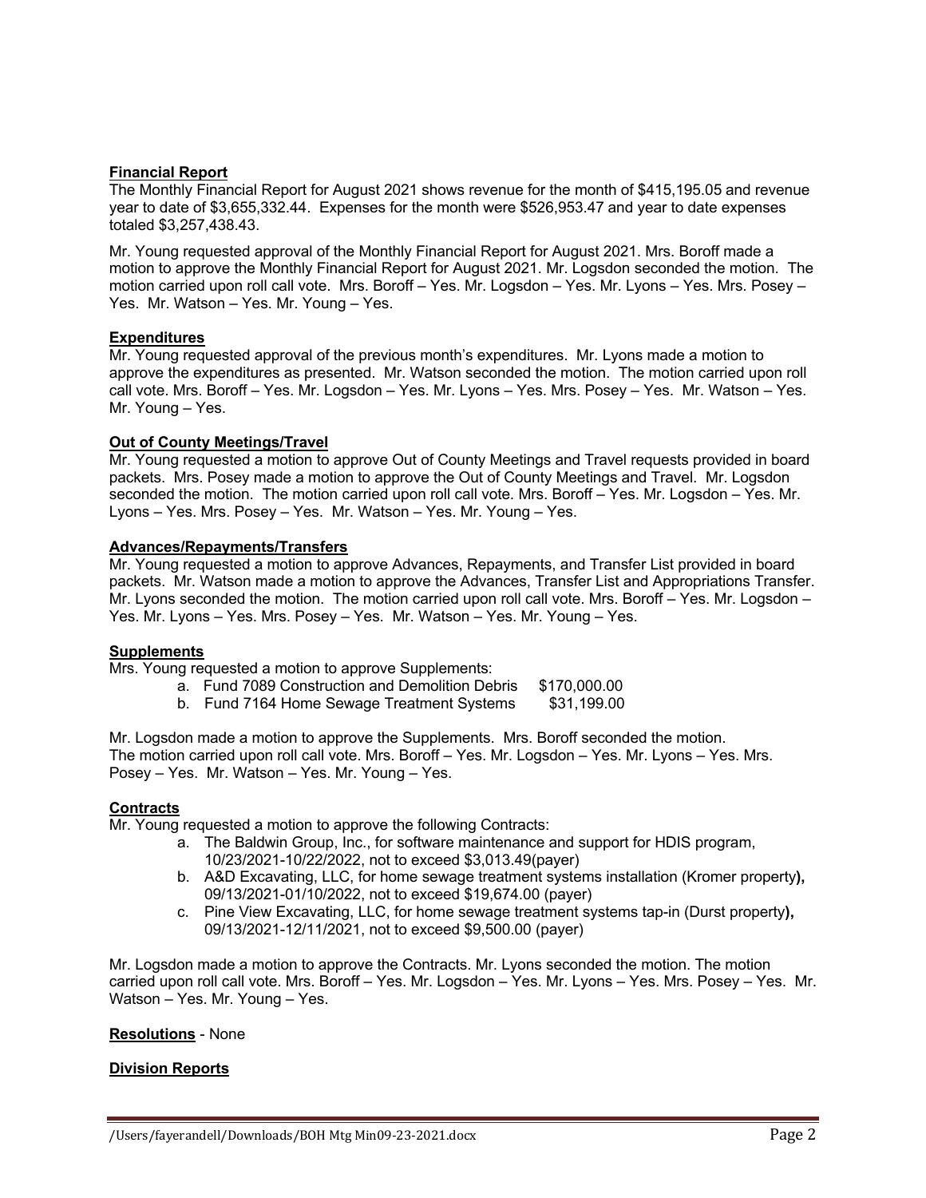**Financial Report**

The Monthly Financial Report for August 2021 shows revenue for the month of $415,195.05 and revenue year to date of $3,655,332.44. Expenses for the month were $526,953.47 and year to date expenses totaled $3,257,438.43.

Mr. Young requested approval of the Monthly Financial Report for August 2021. Mrs. Boroff made a motion to approve the Monthly Financial Report for August 2021. Mr. Logsdon seconded the motion. The motion carried upon roll call vote. Mrs. Boroff – Yes. Mr. Logsdon – Yes. Mr. Lyons – Yes. Mrs. Posey – Yes. Mr. Watson – Yes. Mr. Young – Yes.

**Expenditures**

Mr. Young requested approval of the previous month's expenditures. Mr. Lyons made a motion to approve the expenditures as presented. Mr. Watson seconded the motion. The motion carried upon roll call vote. Mrs. Boroff – Yes. Mr. Logsdon – Yes. Mr. Lyons – Yes. Mrs. Posey – Yes. Mr. Watson – Yes. Mr. Young – Yes.

**Out of County Meetings/Travel**

Mr. Young requested a motion to approve Out of County Meetings and Travel requests provided in board packets. Mrs. Posey made a motion to approve the Out of County Meetings and Travel. Mr. Logsdon seconded the motion. The motion carried upon roll call vote. Mrs. Boroff – Yes. Mr. Logsdon – Yes. Mr. Lyons – Yes. Mrs. Posey – Yes. Mr. Watson – Yes. Mr. Young – Yes.

**Advances/Repayments/Transfers**

Mr. Young requested a motion to approve Advances, Repayments, and Transfer List provided in board packets. Mr. Watson made a motion to approve the Advances, Transfer List and Appropriations Transfer. Mr. Lyons seconded the motion. The motion carried upon roll call vote. Mrs. Boroff – Yes. Mr. Logsdon – Yes. Mr. Lyons – Yes. Mrs. Posey – Yes. Mr. Watson – Yes. Mr. Young – Yes.

**Supplements**

Mrs. Young requested a motion to approve Supplements:

a. Fund 7089 Construction and Demolition Debris $170,000.00
b. Fund 7164 Home Sewage Treatment Systems $31,199.00

Mr. Logsdon made a motion to approve the Supplements. Mrs. Boroff seconded the motion. The motion carried upon roll call vote. Mrs. Boroff – Yes. Mr. Logsdon – Yes. Mr. Lyons – Yes. Mrs. Posey – Yes. Mr. Watson – Yes. Mr. Young – Yes.

**Contracts**

Mr. Young requested a motion to approve the following Contracts:

a. The Baldwin Group, Inc., for software maintenance and support for HDIS program, 10/23/2021-10/22/2022, not to exceed $3,013.49(payer)
b. A&D Excavating, LLC, for home sewage treatment systems installation (Kromer property**),** 09/13/2021-01/10/2022, not to exceed $19,674.00 (payer)
c. Pine View Excavating, LLC, for home sewage treatment systems tap-in (Durst property**),** 09/13/2021-12/11/2021, not to exceed $9,500.00 (payer)

Mr. Logsdon made a motion to approve the Contracts. Mr. Lyons seconded the motion. The motion carried upon roll call vote. Mrs. Boroff – Yes. Mr. Logsdon – Yes. Mr. Lyons – Yes. Mrs. Posey – Yes. Mr. Watson – Yes. Mr. Young – Yes.

**Resolutions** - None

**Division Reports**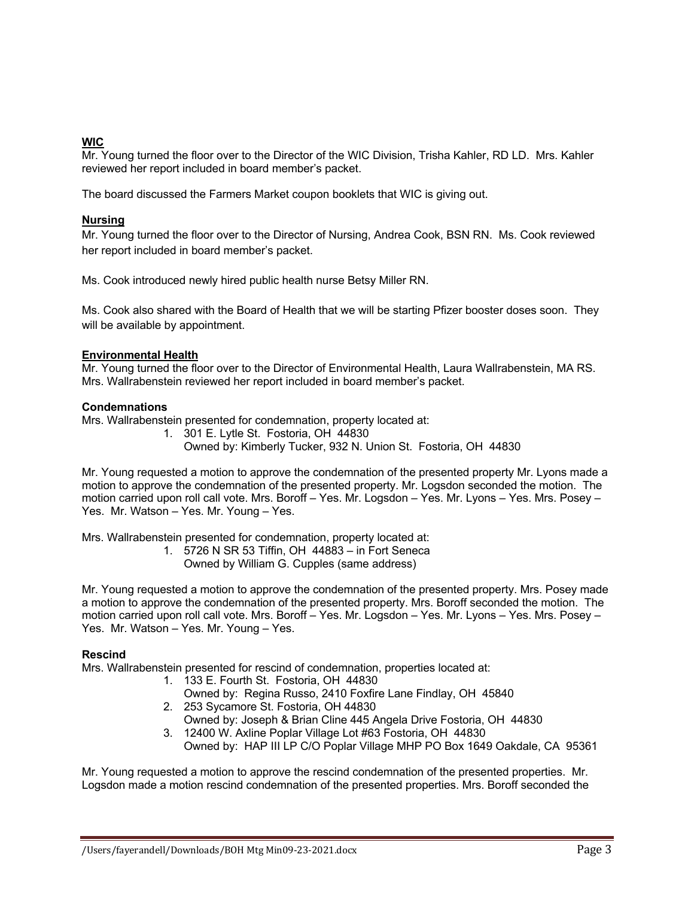**WIC**

Mr. Young turned the floor over to the Director of the WIC Division, Trisha Kahler, RD LD. Mrs. Kahler reviewed her report included in board member's packet.

The board discussed the Farmers Market coupon booklets that WIC is giving out.

**Nursing**

Mr. Young turned the floor over to the Director of Nursing, Andrea Cook, BSN RN. Ms. Cook reviewed her report included in board member's packet.

Ms. Cook introduced newly hired public health nurse Betsy Miller RN.

Ms. Cook also shared with the Board of Health that we will be starting Pfizer booster doses soon. They will be available by appointment.

**Environmental Health**

Mr. Young turned the floor over to the Director of Environmental Health, Laura Wallrabenstein, MA RS. Mrs. Wallrabenstein reviewed her report included in board member's packet.

**Condemnations**

Mrs. Wallrabenstein presented for condemnation, property located at:

1. 301 E. Lytle St. Fostoria, OH 44830
   Owned by: Kimberly Tucker, 932 N. Union St. Fostoria, OH 44830

Mr. Young requested a motion to approve the condemnation of the presented property Mr. Lyons made a motion to approve the condemnation of the presented property. Mr. Logsdon seconded the motion. The motion carried upon roll call vote. Mrs. Boroff – Yes. Mr. Logsdon – Yes. Mr. Lyons – Yes. Mrs. Posey – Yes. Mr. Watson – Yes. Mr. Young – Yes.

Mrs. Wallrabenstein presented for condemnation, property located at:

1. 5726 N SR 53 Tiffin, OH 44883 – in Fort Seneca
   Owned by William G. Cupples (same address)

Mr. Young requested a motion to approve the condemnation of the presented property. Mrs. Posey made a motion to approve the condemnation of the presented property. Mrs. Boroff seconded the motion. The motion carried upon roll call vote. Mrs. Boroff – Yes. Mr. Logsdon – Yes. Mr. Lyons – Yes. Mrs. Posey – Yes. Mr. Watson – Yes. Mr. Young – Yes.

**Rescind**

Mrs. Wallrabenstein presented for rescind of condemnation, properties located at:

1. 133 E. Fourth St. Fostoria, OH 44830
   Owned by: Regina Russo, 2410 Foxfire Lane Findlay, OH 45840
2. 253 Sycamore St. Fostoria, OH 44830
   Owned by: Joseph & Brian Cline 445 Angela Drive Fostoria, OH 44830
3. 12400 W. Axline Poplar Village Lot #63 Fostoria, OH 44830
   Owned by: HAP III LP C/O Poplar Village MHP PO Box 1649 Oakdale, CA 95361

Mr. Young requested a motion to approve the rescind condemnation of the presented properties. Mr. Logsdon made a motion rescind condemnation of the presented properties. Mrs. Boroff seconded the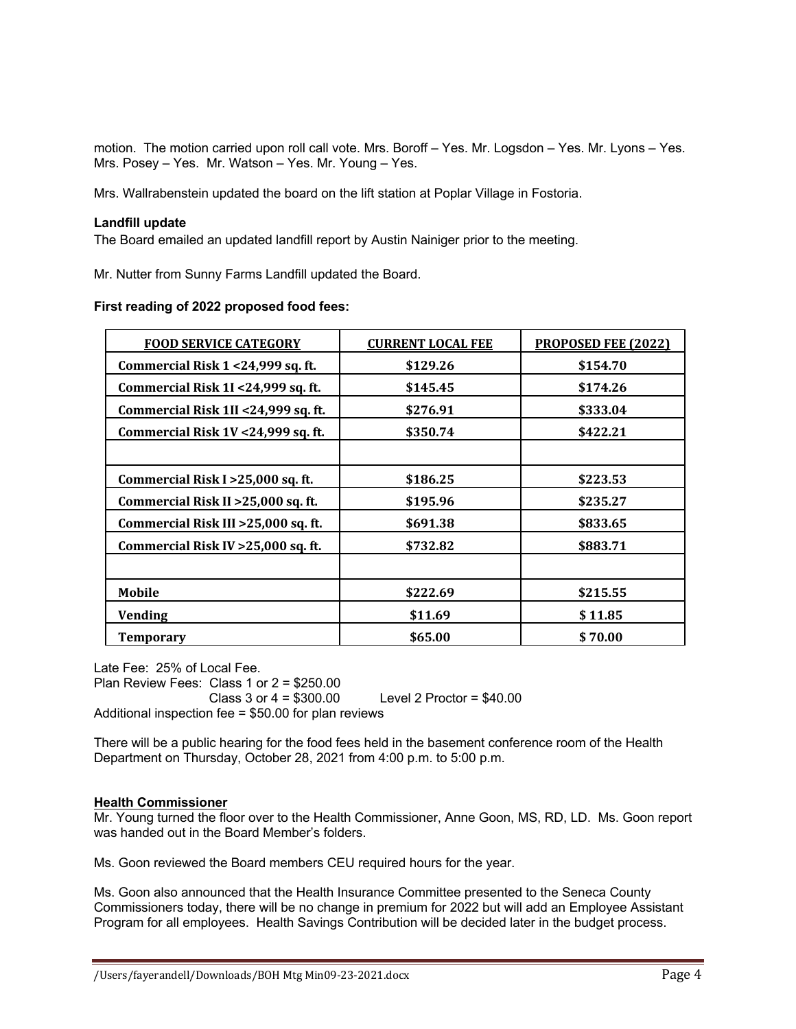motion. The motion carried upon roll call vote. Mrs. Boroff – Yes. Mr. Logsdon – Yes. Mr. Lyons – Yes. Mrs. Posey – Yes. Mr. Watson – Yes. Mr. Young – Yes.

Mrs. Wallrabenstein updated the board on the lift station at Poplar Village in Fostoria.

**Landfill update**

The Board emailed an updated landfill report by Austin Nainiger prior to the meeting.

Mr. Nutter from Sunny Farms Landfill updated the Board.

**First reading of 2022 proposed food fees:**

| FOOD SERVICE CATEGORY | CURRENT LOCAL FEE | PROPOSED FEE (2022) |
|---|---|---|
| Commercial Risk 1 <24,999 sq. ft. | $129.26 | $154.70 |
| Commercial Risk 1I <24,999 sq. ft. | $145.45 | $174.26 |
| Commercial Risk 1II <24,999 sq. ft. | $276.91 | $333.04 |
| Commercial Risk 1V <24,999 sq. ft. | $350.74 | $422.21 |
| | | |
| Commercial Risk I >25,000 sq. ft. | $186.25 | $223.53 |
| Commercial Risk II >25,000 sq. ft. | $195.96 | $235.27 |
| Commercial Risk III >25,000 sq. ft. | $691.38 | $833.65 |
| Commercial Risk IV >25,000 sq. ft. | $732.82 | $883.71 |
| | | |
| Mobile | $222.69 | $215.55 |
| Vending | $11.69 | $ 11.85 |
| Temporary | $65.00 | $ 70.00 |

Late Fee: 25% of Local Fee.
Plan Review Fees: Class 1 or 2 = $250.00
Class 3 or 4 = $300.00 Level 2 Proctor = $40.00
Additional inspection fee = $50.00 for plan reviews

There will be a public hearing for the food fees held in the basement conference room of the Health Department on Thursday, October 28, 2021 from 4:00 p.m. to 5:00 p.m.

**Health Commissioner**

Mr. Young turned the floor over to the Health Commissioner, Anne Goon, MS, RD, LD. Ms. Goon report was handed out in the Board Member's folders.

Ms. Goon reviewed the Board members CEU required hours for the year.

Ms. Goon also announced that the Health Insurance Committee presented to the Seneca County Commissioners today, there will be no change in premium for 2022 but will add an Employee Assistant Program for all employees. Health Savings Contribution will be decided later in the budget process.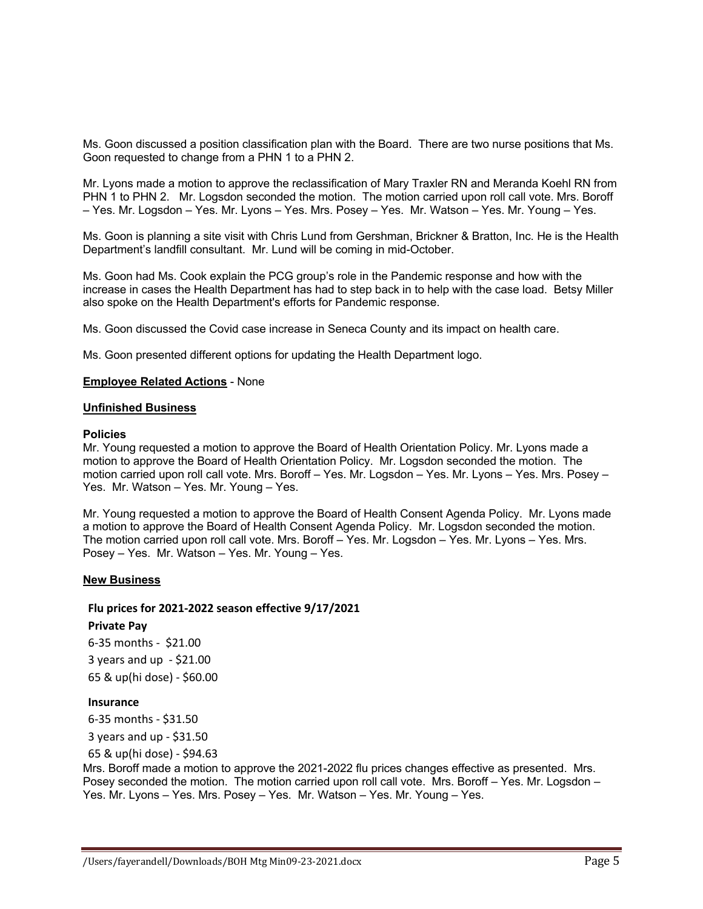Ms. Goon discussed a position classification plan with the Board. There are two nurse positions that Ms. Goon requested to change from a PHN 1 to a PHN 2.

Mr. Lyons made a motion to approve the reclassification of Mary Traxler RN and Meranda Koehl RN from PHN 1 to PHN 2. Mr. Logsdon seconded the motion. The motion carried upon roll call vote. Mrs. Boroff – Yes. Mr. Logsdon – Yes. Mr. Lyons – Yes. Mrs. Posey – Yes. Mr. Watson – Yes. Mr. Young – Yes.

Ms. Goon is planning a site visit with Chris Lund from Gershman, Brickner & Bratton, Inc. He is the Health Department's landfill consultant. Mr. Lund will be coming in mid-October.

Ms. Goon had Ms. Cook explain the PCG group's role in the Pandemic response and how with the increase in cases the Health Department has had to step back in to help with the case load. Betsy Miller also spoke on the Health Department's efforts for Pandemic response.

Ms. Goon discussed the Covid case increase in Seneca County and its impact on health care.

Ms. Goon presented different options for updating the Health Department logo.

**Employee Related Actions** - None

**Unfinished Business**

**Policies**

Mr. Young requested a motion to approve the Board of Health Orientation Policy. Mr. Lyons made a motion to approve the Board of Health Orientation Policy. Mr. Logsdon seconded the motion. The motion carried upon roll call vote. Mrs. Boroff – Yes. Mr. Logsdon – Yes. Mr. Lyons – Yes. Mrs. Posey – Yes. Mr. Watson – Yes. Mr. Young – Yes.

Mr. Young requested a motion to approve the Board of Health Consent Agenda Policy. Mr. Lyons made a motion to approve the Board of Health Consent Agenda Policy. Mr. Logsdon seconded the motion. The motion carried upon roll call vote. Mrs. Boroff – Yes. Mr. Logsdon – Yes. Mr. Lyons – Yes. Mrs. Posey – Yes. Mr. Watson – Yes. Mr. Young – Yes.

**New Business**

**Flu prices for 2021-2022 season effective 9/17/2021**

**Private Pay**

6-35 months - $21.00

3 years and up - $21.00

65 & up(hi dose) - $60.00

**Insurance**

6-35 months - $31.50

3 years and up - $31.50

65 & up(hi dose) - $94.63

Mrs. Boroff made a motion to approve the 2021-2022 flu prices changes effective as presented. Mrs. Posey seconded the motion. The motion carried upon roll call vote. Mrs. Boroff – Yes. Mr. Logsdon – Yes. Mr. Lyons – Yes. Mrs. Posey – Yes. Mr. Watson – Yes. Mr. Young – Yes.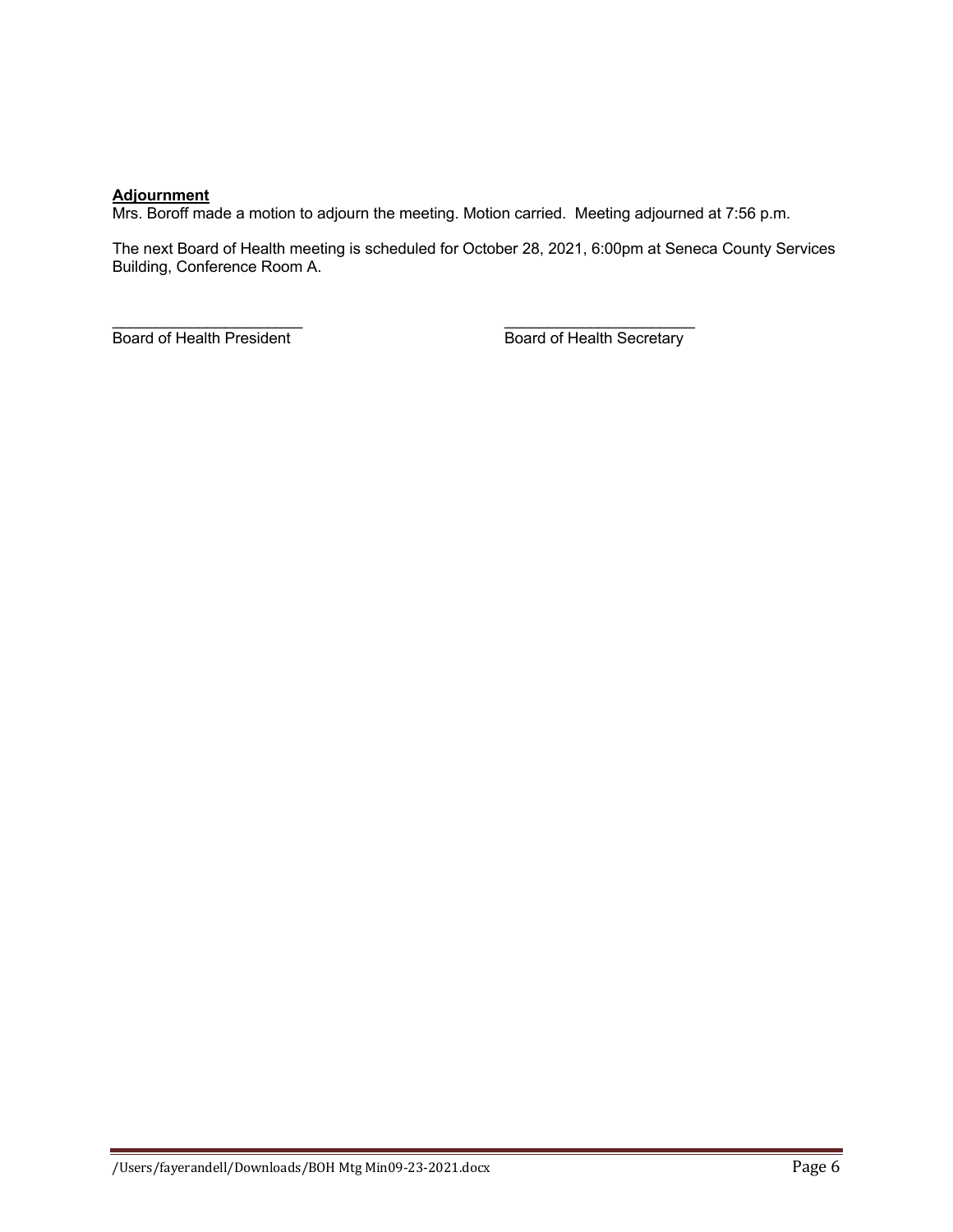**Adjournment**

Mrs. Boroff made a motion to adjourn the meeting. Motion carried. Meeting adjourned at 7:56 p.m.

The next Board of Health meeting is scheduled for October 28, 2021, 6:00pm at Seneca County Services Building, Conference Room A.

_______________________ _______________________

Board of Health President Board of Health Secretary